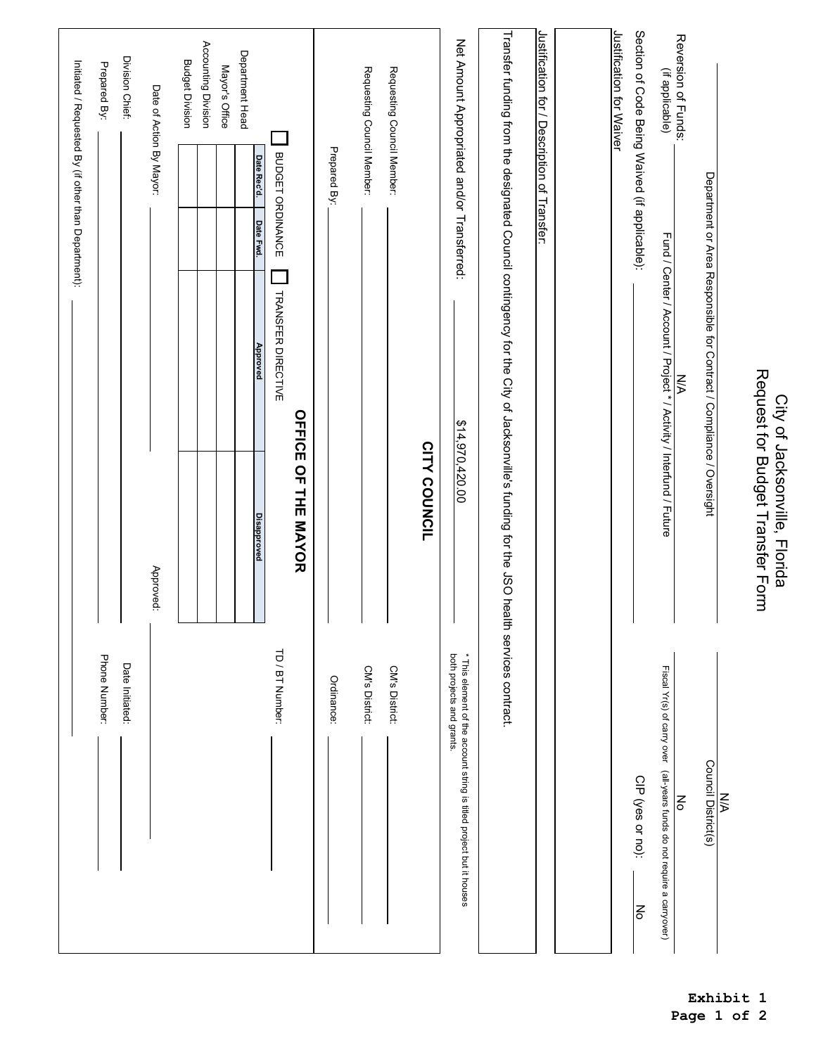# City of Jacksonville, Florida
## Request for Budget Transfer Form

Exhibit 1

| | |
|---|---|
| Department or Area Responsible for Contract / Compliance / Oversight | N/A Council District(s) |
| Reversion of Funds: (if applicable) N/A Fund / Center / Account / Project * / Activity / Interfund / Future | No Fiscal Yr(s) of carry over (all-years funds do not require a carryover) |
| Section of Code Being Waived (if applicable): | CIP (yes or no): No |

**Justification for Waiver**

**Justification for / Description of Transfer:**

Transfer funding from the designated Council contingency for the City of Jacksonville's funding for the JSO health services contract.

Net Amount Appropriated and/or Transferred: $14,970,420.00

* This element of the account string is titled project but it houses both projects and grants.

## CITY COUNCIL

Requesting Council Member: ____________ CM's District: ____________

Requesting Council Member: ____________ CM's District: ____________

Prepared By: ____________ Ordinance: ____________

## OFFICE OF THE MAYOR

☐ BUDGET ORDINANCE ☐ TRANSFER DIRECTIVE TD / BT Number: ____________

| | Date Rec'd. | Date Fwd. | Approved | Disapproved |
|---|---|---|---|---|
| Department Head | | | | |
| Mayor's Office | | | | |
| Accounting Division | | | | |
| Budget Division | | | | |

Date of Action By Mayor: ____________ Approved: ____________

Division Chief: ____________ Date Initiated: ____________

Prepared By: ____________ Phone Number: ____________

Initiated / Requested By (if other than Department): ____________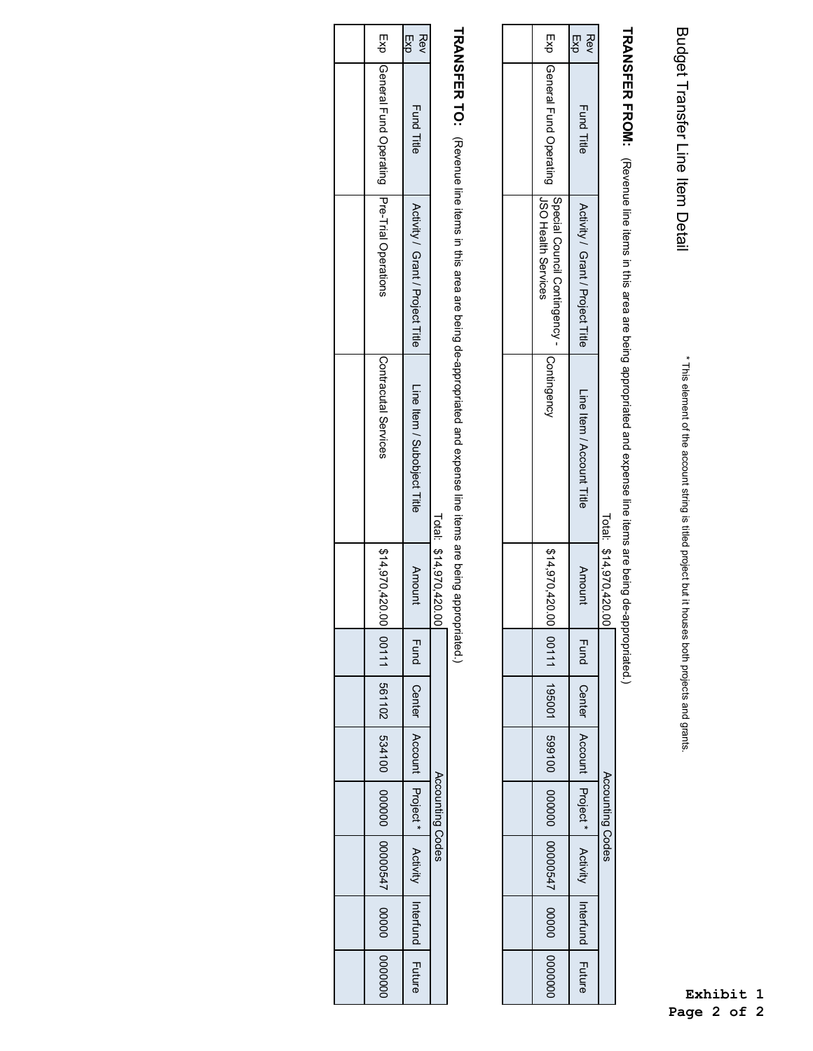Exhibit 1

# Budget Transfer Line Item Detail

\* This element of the account string is titled project but it houses both projects and grants.

**TRANSFER FROM:** (Revenue line items in this area are being appropriated and expense line items are being de-appropriated.)

Total: $14,970,420.00

| Rev Exp | Fund Title | Activity / Grant / Project Title | Line Item / Account Title | Amount | Accounting Codes | | | | | | |
|---|---|---|---|---|---|---|---|---|---|---|---|
| | | | | | Fund | Center | Account | Project * | Activity | Interfund | Future |
| Exp | General Fund Operating | Special Council Contingency - JSO Health Services | Contingency | $14,970,420.00 | 00111 | 195001 | 599100 | 000000 | 00000547 | 00000 | 000000 |
| | | | | | | | | | | | |

**TRANSFER TO:** (Revenue line items in this area are being de-appropriated and expense line items are being appropriated.)

Total: $14,970,420.00

| Rev Exp | Fund Title | Activity / Grant / Project Title | Line Item / Subobject Title | Amount | Accounting Codes | | | | | | |
|---|---|---|---|---|---|---|---|---|---|---|---|
| | | | | | Fund | Center | Account | Project * | Activity | Interfund | Future |
| Exp | General Fund Operating | Pre-Trial Operations | Contracutal Services | $14,970,420.00 | 00111 | 561102 | 534100 | 000000 | 00000547 | 00000 | 000000 |
| | | | | | | | | | | | |